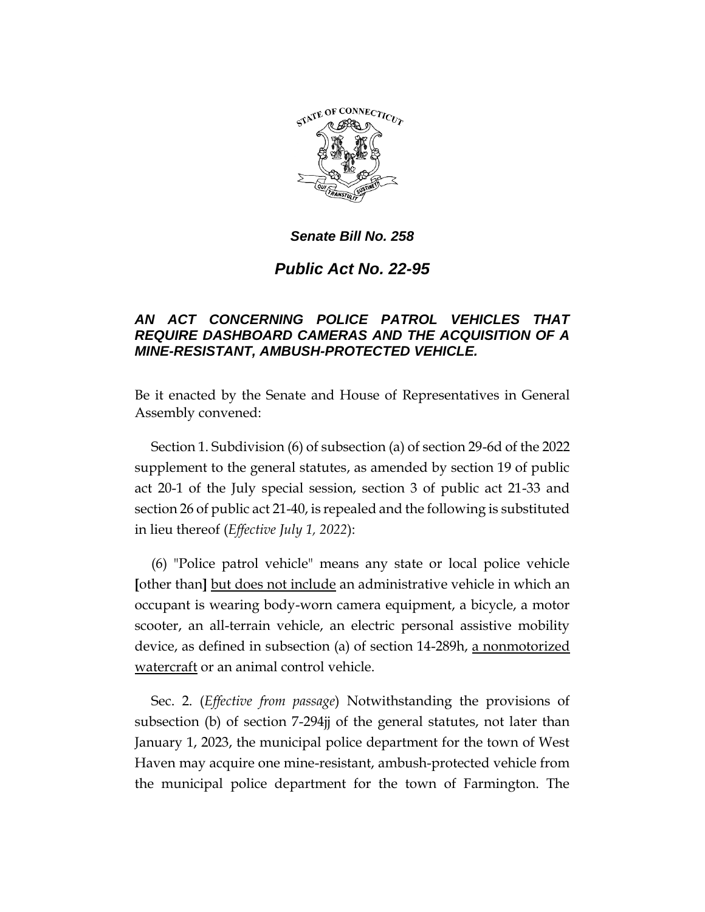***Senate Bill No. 258***

# *Public Act No. 22-95*

## *AN ACT CONCERNING POLICE PATROL VEHICLES THAT REQUIRE DASHBOARD CAMERAS AND THE ACQUISITION OF A MINE-RESISTANT, AMBUSH-PROTECTED VEHICLE.*

Be it enacted by the Senate and House of Representatives in General Assembly convened:

Section 1. Subdivision (6) of subsection (a) of section 29-6d of the 2022 supplement to the general statutes, as amended by section 19 of public act 20-1 of the July special session, section 3 of public act 21-33 and section 26 of public act 21-40, is repealed and the following is substituted in lieu thereof (*Effective July 1, 2022*):

(6) "Police patrol vehicle" means any state or local police vehicle **[**other than**]** <u>but does not include</u> an administrative vehicle in which an occupant is wearing body-worn camera equipment, a bicycle, a motor scooter, an all-terrain vehicle, an electric personal assistive mobility device, as defined in subsection (a) of section 14-289h, <u>a nonmotorized watercraft</u> or an animal control vehicle.

Sec. 2. (*Effective from passage*) Notwithstanding the provisions of subsection (b) of section 7-294jj of the general statutes, not later than January 1, 2023, the municipal police department for the town of West Haven may acquire one mine-resistant, ambush-protected vehicle from the municipal police department for the town of Farmington. The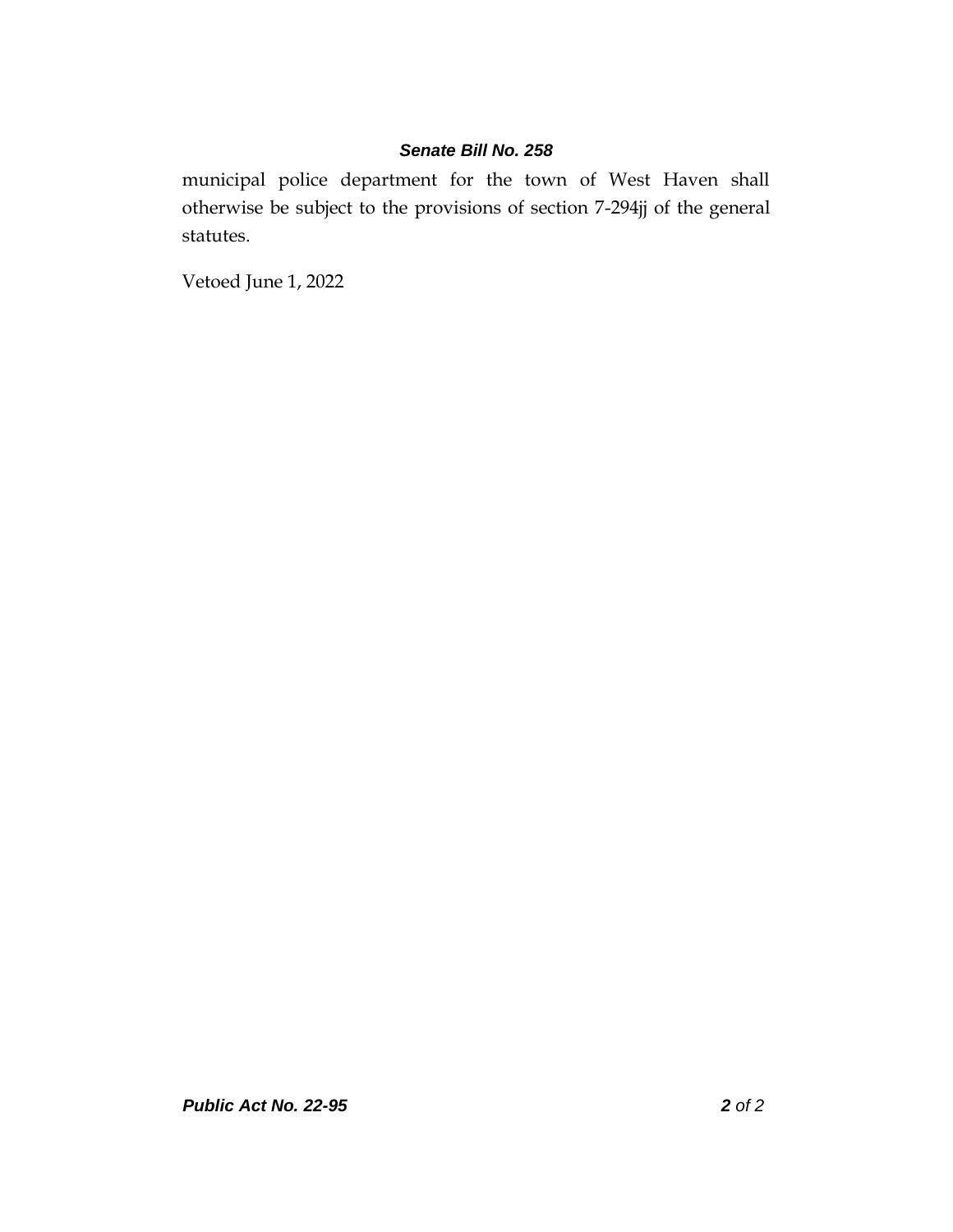municipal police department for the town of West Haven shall otherwise be subject to the provisions of section 7-294jj of the general statutes.

Vetoed June 1, 2022